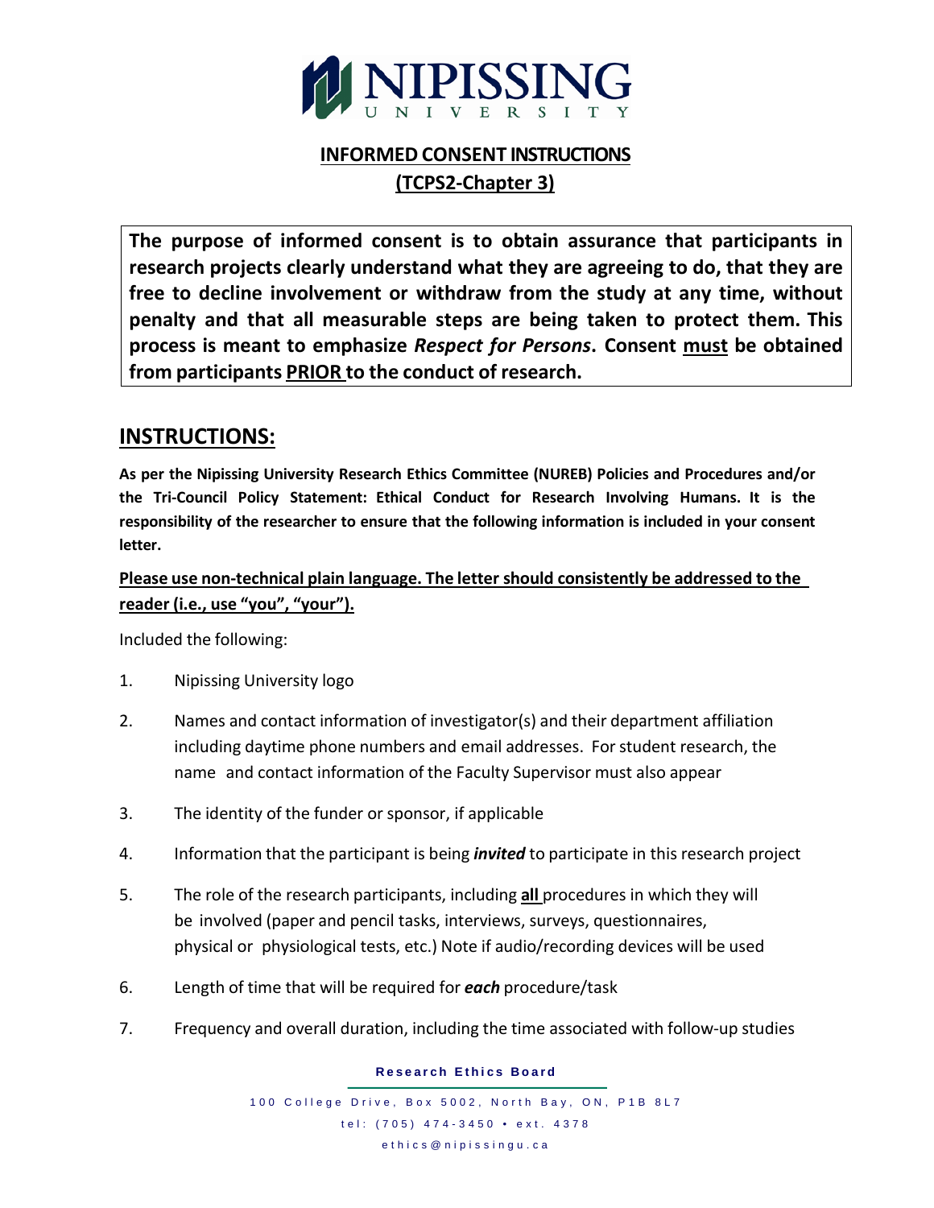# INFORMED CONSENT INSTRUCTIONS
## (TCPS2-Chapter 3)

**The purpose of informed consent is to obtain assurance that participants in research projects clearly understand what they are agreeing to do, that they are free to decline involvement or withdraw from the study at any time, without penalty and that all measurable steps are being taken to protect them. This process is meant to emphasize *Respect for Persons*. Consent must be obtained from participants PRIOR to the conduct of research.**

## INSTRUCTIONS:

**As per the Nipissing University Research Ethics Committee (NUREB) Policies and Procedures and/or the Tri-Council Policy Statement: Ethical Conduct for Research Involving Humans. It is the responsibility of the researcher to ensure that the following information is included in your consent letter.**

**Please use non-technical plain language. The letter should consistently be addressed to the reader (i.e., use "you", "your").**

Included the following:

1. Nipissing University logo
2. Names and contact information of investigator(s) and their department affiliation including daytime phone numbers and email addresses. For student research, the name and contact information of the Faculty Supervisor must also appear
3. The identity of the funder or sponsor, if applicable
4. Information that the participant is being ***invited*** to participate in this research project
5. The role of the research participants, including **all** procedures in which they will be involved (paper and pencil tasks, interviews, surveys, questionnaires, physical or physiological tests, etc.) Note if audio/recording devices will be used
6. Length of time that will be required for ***each*** procedure/task
7. Frequency and overall duration, including the time associated with follow-up studies

**Research Ethics Board**

100 College Drive, Box 5002, North Bay, ON, P1B 8L7
tel: (705) 474-3450 • ext. 4378
ethics@nipissingu.ca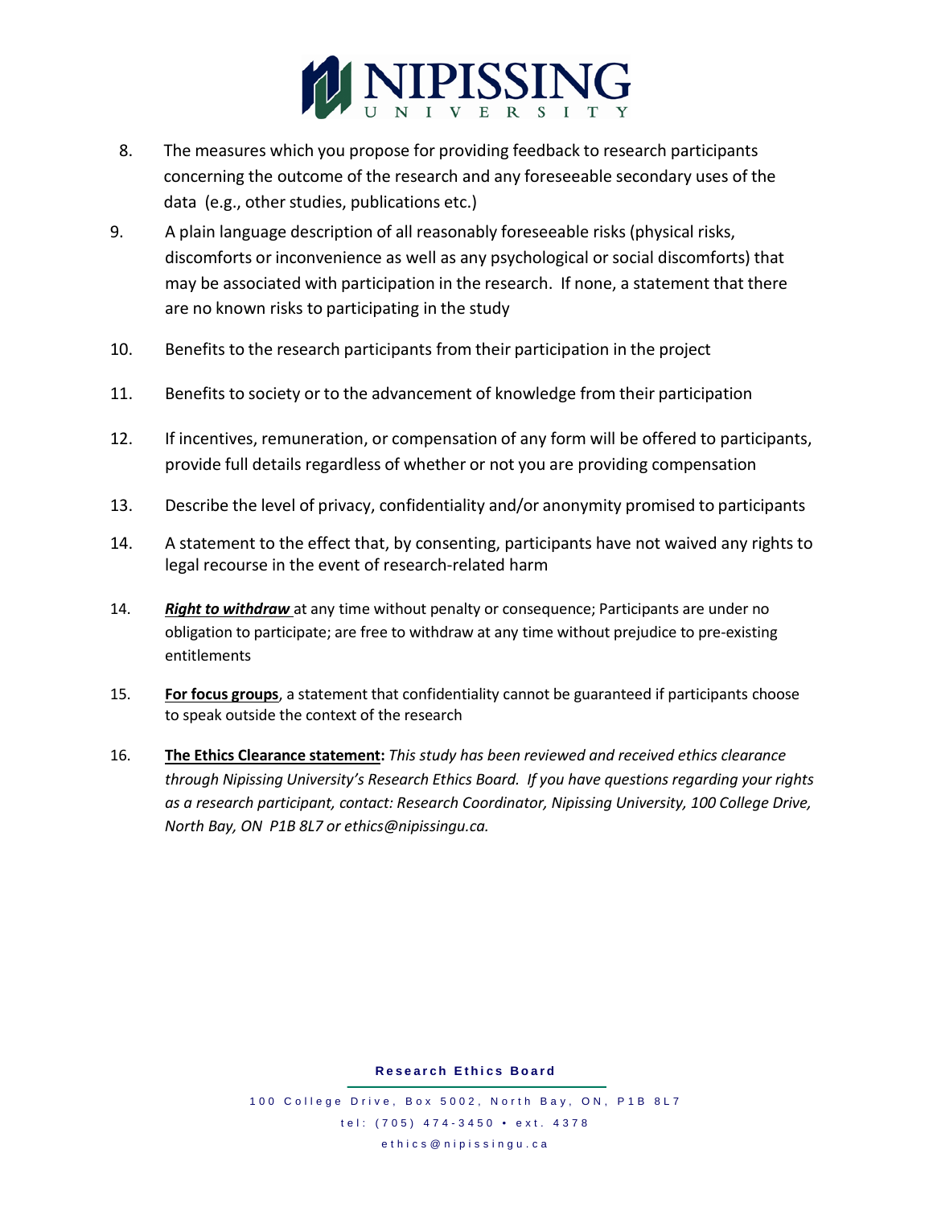8. The measures which you propose for providing feedback to research participants concerning the outcome of the research and any foreseeable secondary uses of the data (e.g., other studies, publications etc.)

9. A plain language description of all reasonably foreseeable risks (physical risks, discomforts or inconvenience as well as any psychological or social discomforts) that may be associated with participation in the research. If none, a statement that there are no known risks to participating in the study

10. Benefits to the research participants from their participation in the project

11. Benefits to society or to the advancement of knowledge from their participation

12. If incentives, remuneration, or compensation of any form will be offered to participants, provide full details regardless of whether or not you are providing compensation

13. Describe the level of privacy, confidentiality and/or anonymity promised to participants

14. A statement to the effect that, by consenting, participants have not waived any rights to legal recourse in the event of research-related harm

14. ***Right to withdraw*** at any time without penalty or consequence; Participants are under no obligation to participate; are free to withdraw at any time without prejudice to pre-existing entitlements

15. **For focus groups**, a statement that confidentiality cannot be guaranteed if participants choose to speak outside the context of the research

16. **The Ethics Clearance statement:** *This study has been reviewed and received ethics clearance through Nipissing University's Research Ethics Board. If you have questions regarding your rights as a research participant, contact: Research Coordinator, Nipissing University, 100 College Drive, North Bay, ON P1B 8L7 or ethics@nipissingu.ca.*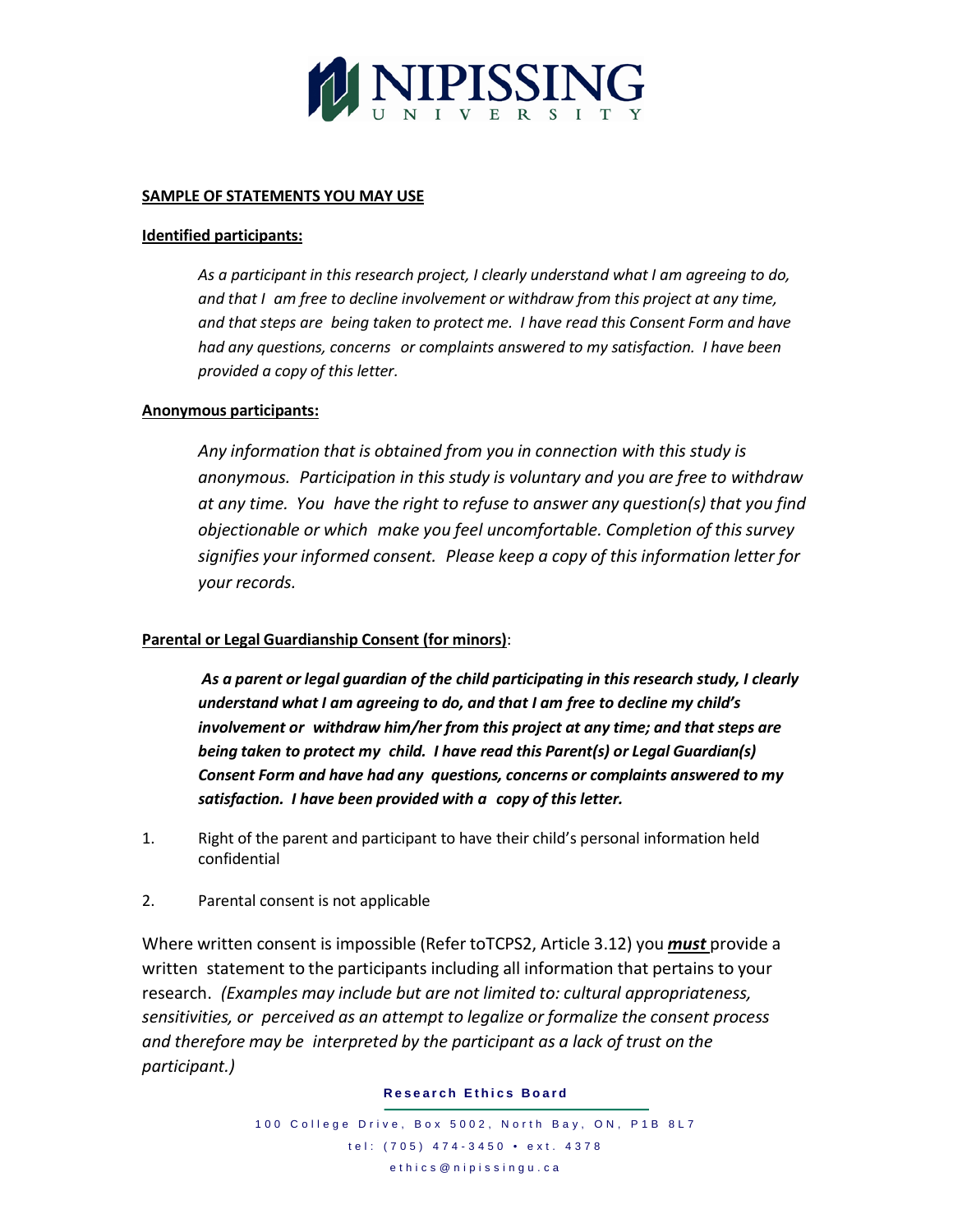**NIPISSING UNIVERSITY**

**SAMPLE OF STATEMENTS YOU MAY USE**

**Identified participants:**

> *As a participant in this research project, I clearly understand what I am agreeing to do, and that I am free to decline involvement or withdraw from this project at any time, and that steps are being taken to protect me. I have read this Consent Form and have had any questions, concerns or complaints answered to my satisfaction. I have been provided a copy of this letter.*

**Anonymous participants:**

> *Any information that is obtained from you in connection with this study is anonymous. Participation in this study is voluntary and you are free to withdraw at any time. You have the right to refuse to answer any question(s) that you find objectionable or which make you feel uncomfortable. Completion of this survey signifies your informed consent. Please keep a copy of this information letter for your records.*

**Parental or Legal Guardianship Consent (for minors)**:

> ***As a parent or legal guardian of the child participating in this research study, I clearly understand what I am agreeing to do, and that I am free to decline my child's involvement or withdraw him/her from this project at any time; and that steps are being taken to protect my child. I have read this Parent(s) or Legal Guardian(s) Consent Form and have had any questions, concerns or complaints answered to my satisfaction. I have been provided with a copy of this letter.***

1. Right of the parent and participant to have their child's personal information held confidential

2. Parental consent is not applicable

Where written consent is impossible (Refer toTCPS2, Article 3.12) you ***must*** provide a written statement to the participants including all information that pertains to your research. *(Examples may include but are not limited to: cultural appropriateness, sensitivities, or perceived as an attempt to legalize or formalize the consent process and therefore may be interpreted by the participant as a lack of trust on the participant.)*

**Research Ethics Board**

100 College Drive, Box 5002, North Bay, ON, P1B 8L7

tel: (705) 474-3450 • ext. 4378

ethics@nipissingu.ca